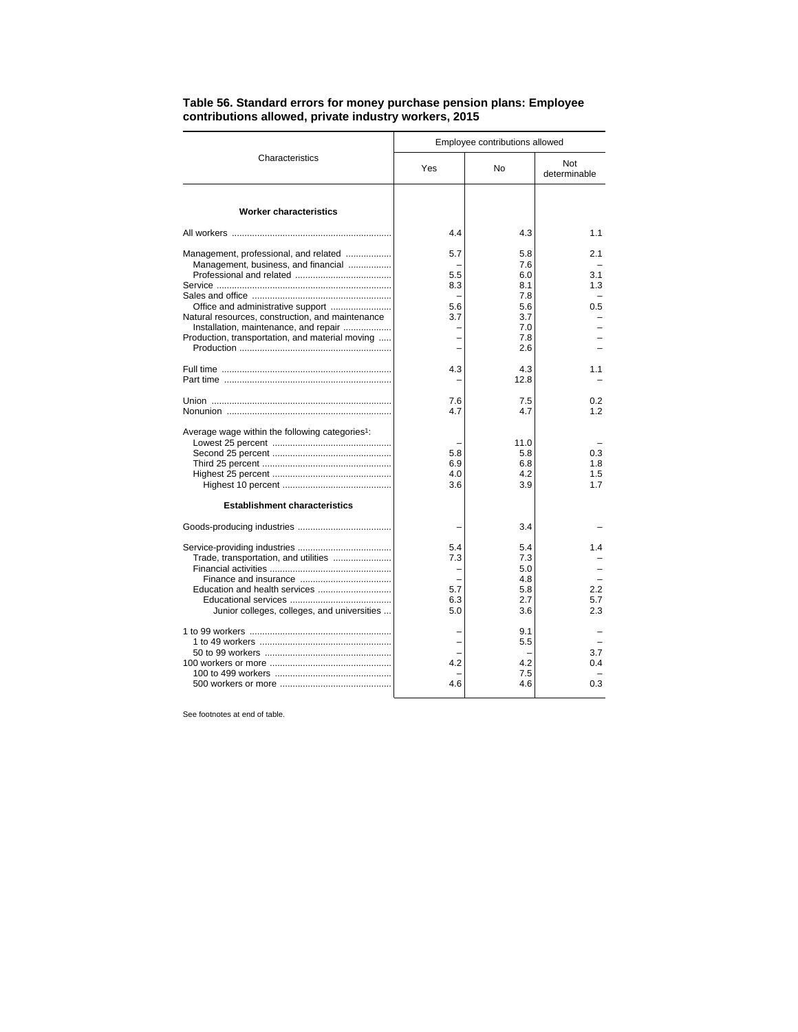**Table 56. Standard errors for money purchase pension plans: Employee contributions allowed, private industry workers, 2015**

| Characteristics | Employee contributions allowed | | |
|---|---|---|---|
| | Yes | No | Not determinable |
| **Worker characteristics** | | | |
| All workers | 4.4 | 4.3 | 1.1 |
| Management, professional, and related | 5.7 | 5.8 | 2.1 |
| Management, business, and financial | – | 7.6 | – |
| Professional and related | 5.5 | 6.0 | 3.1 |
| Service | 8.3 | 8.1 | 1.3 |
| Sales and office | – | 7.8 | – |
| Office and administrative support | 5.6 | 5.6 | 0.5 |
| Natural resources, construction, and maintenance | 3.7 | 3.7 | – |
| Installation, maintenance, and repair | – | 7.0 | – |
| Production, transportation, and material moving | – | 7.8 | – |
| Production | – | 2.6 | – |
| Full time | 4.3 | 4.3 | 1.1 |
| Part time | – | 12.8 | – |
| Union | 7.6 | 7.5 | 0.2 |
| Nonunion | 4.7 | 4.7 | 1.2 |
| Average wage within the following categories[1]: | | | |
| Lowest 25 percent | – | 11.0 | – |
| Second 25 percent | 5.8 | 5.8 | 0.3 |
| Third 25 percent | 6.9 | 6.8 | 1.8 |
| Highest 25 percent | 4.0 | 4.2 | 1.5 |
| Highest 10 percent | 3.6 | 3.9 | 1.7 |
| **Establishment characteristics** | | | |
| Goods-producing industries | – | 3.4 | – |
| Service-providing industries | 5.4 | 5.4 | 1.4 |
| Trade, transportation, and utilities | 7.3 | 7.3 | – |
| Financial activities | – | 5.0 | – |
| Finance and insurance | – | 4.8 | – |
| Education and health services | 5.7 | 5.8 | 2.2 |
| Educational services | 6.3 | 2.7 | 5.7 |
| Junior colleges, colleges, and universities | 5.0 | 3.6 | 2.3 |
| 1 to 99 workers | – | 9.1 | – |
| 1 to 49 workers | – | 5.5 | – |
| 50 to 99 workers | – | – | 3.7 |
| 100 workers or more | 4.2 | 4.2 | 0.4 |
| 100 to 499 workers | – | 7.5 | – |
| 500 workers or more | 4.6 | 4.6 | 0.3 |

See footnotes at end of table.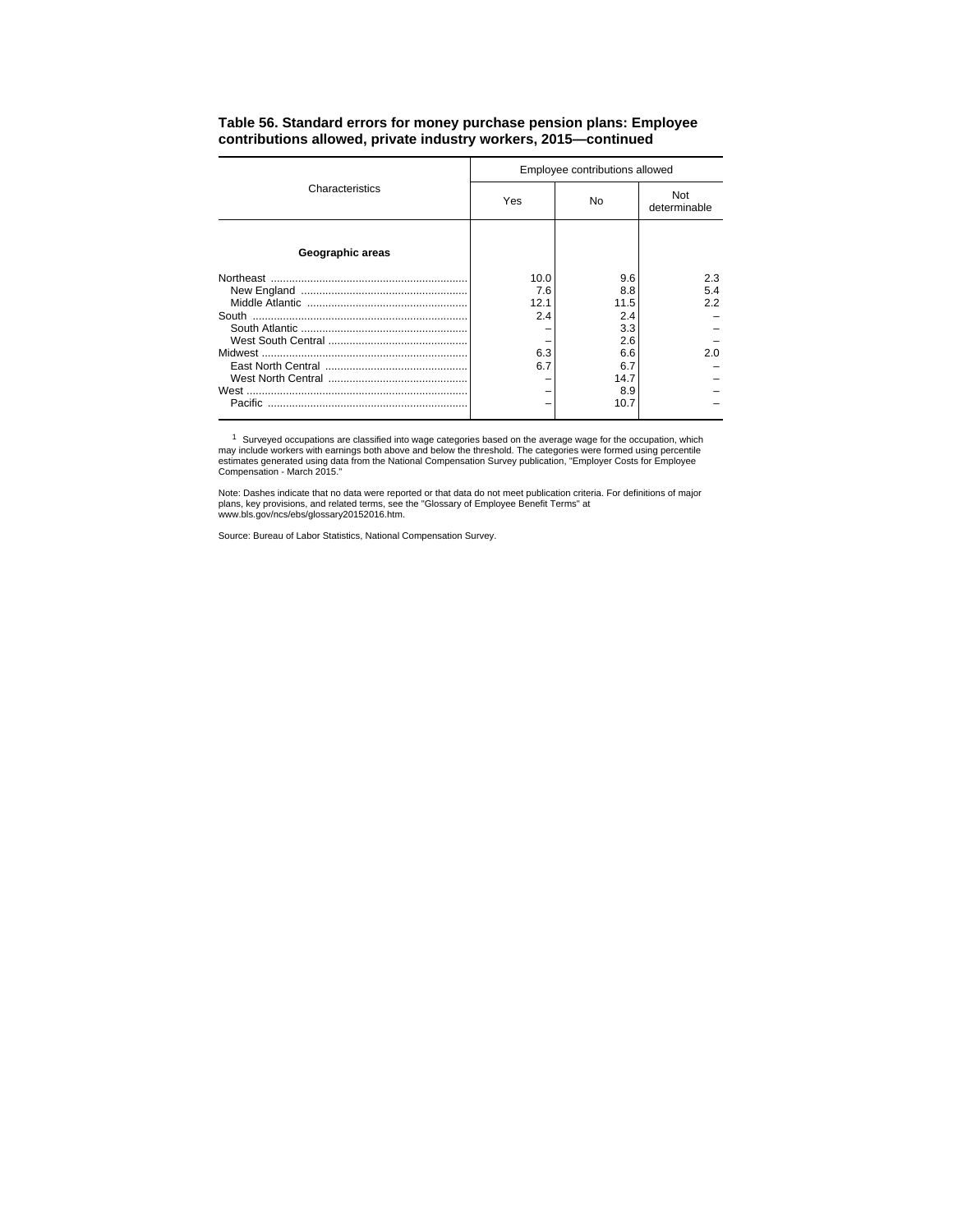**Table 56. Standard errors for money purchase pension plans: Employee contributions allowed, private industry workers, 2015—continued**

| Characteristics | Employee contributions allowed | | |
|---|---|---|---|
| | Yes | No | Not determinable |
| **Geographic areas** | | | |
| Northeast | 10.0 | 9.6 | 2.3 |
| New England | 7.6 | 8.8 | 5.4 |
| Middle Atlantic | 12.1 | 11.5 | 2.2 |
| South | 2.4 | 2.4 | – |
| South Atlantic | – | 3.3 | – |
| West South Central | – | 2.6 | – |
| Midwest | 6.3 | 6.6 | 2.0 |
| East North Central | 6.7 | 6.7 | – |
| West North Central | – | 14.7 | – |
| West | – | 8.9 | – |
| Pacific | – | 10.7 | – |

[1] Surveyed occupations are classified into wage categories based on the average wage for the occupation, which may include workers with earnings both above and below the threshold. The categories were formed using percentile estimates generated using data from the National Compensation Survey publication, "Employer Costs for Employee Compensation - March 2015."

Note: Dashes indicate that no data were reported or that data do not meet publication criteria. For definitions of major plans, key provisions, and related terms, see the "Glossary of Employee Benefit Terms" at www.bls.gov/ncs/ebs/glossary20152016.htm.

Source: Bureau of Labor Statistics, National Compensation Survey.